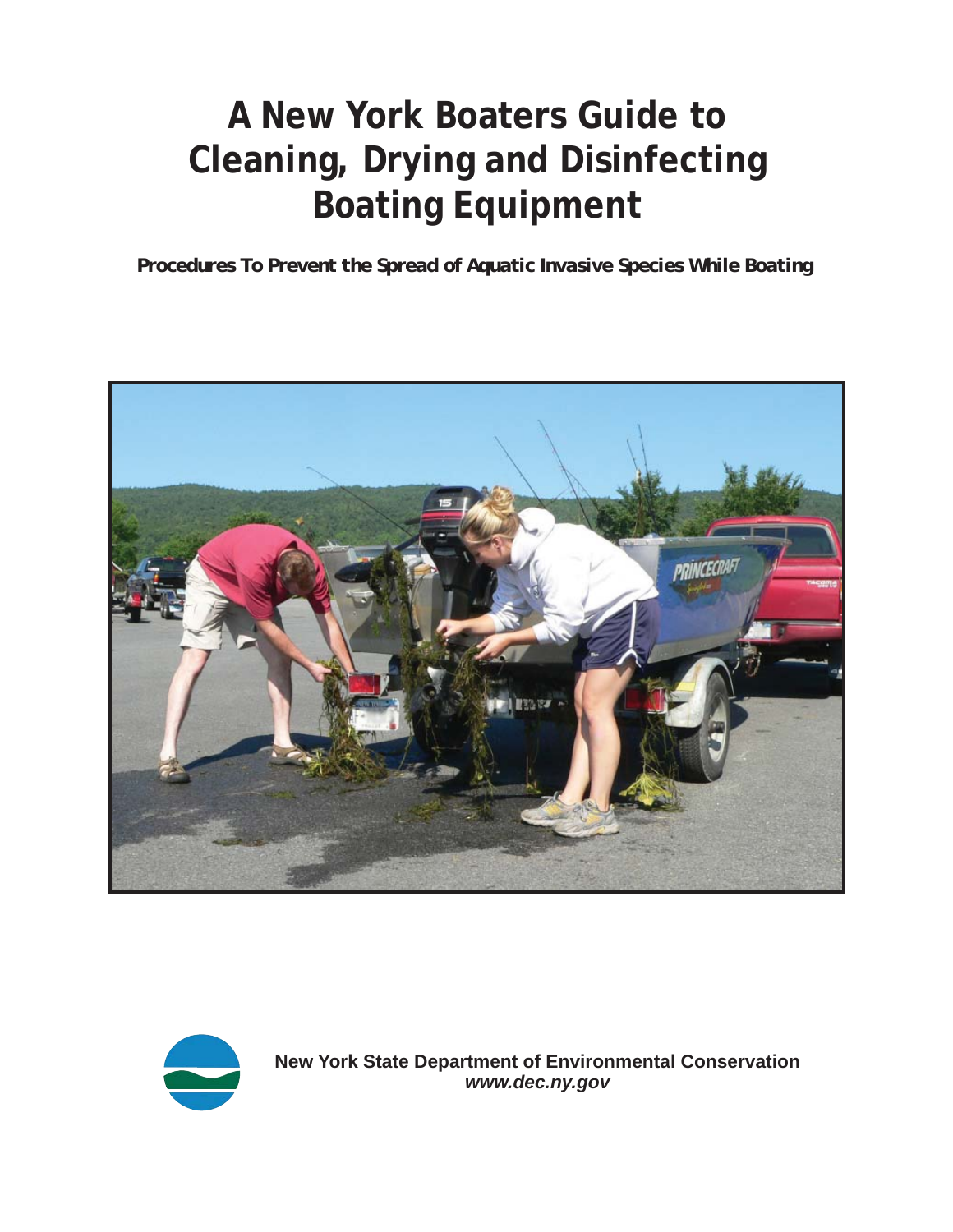# A New York Boaters Guide to Cleaning, Drying and Disinfecting Boating Equipment

**Procedures To Prevent the Spread of Aquatic Invasive Species While Boating**

**New York State Department of Environmental Conservation**
***www.dec.ny.gov***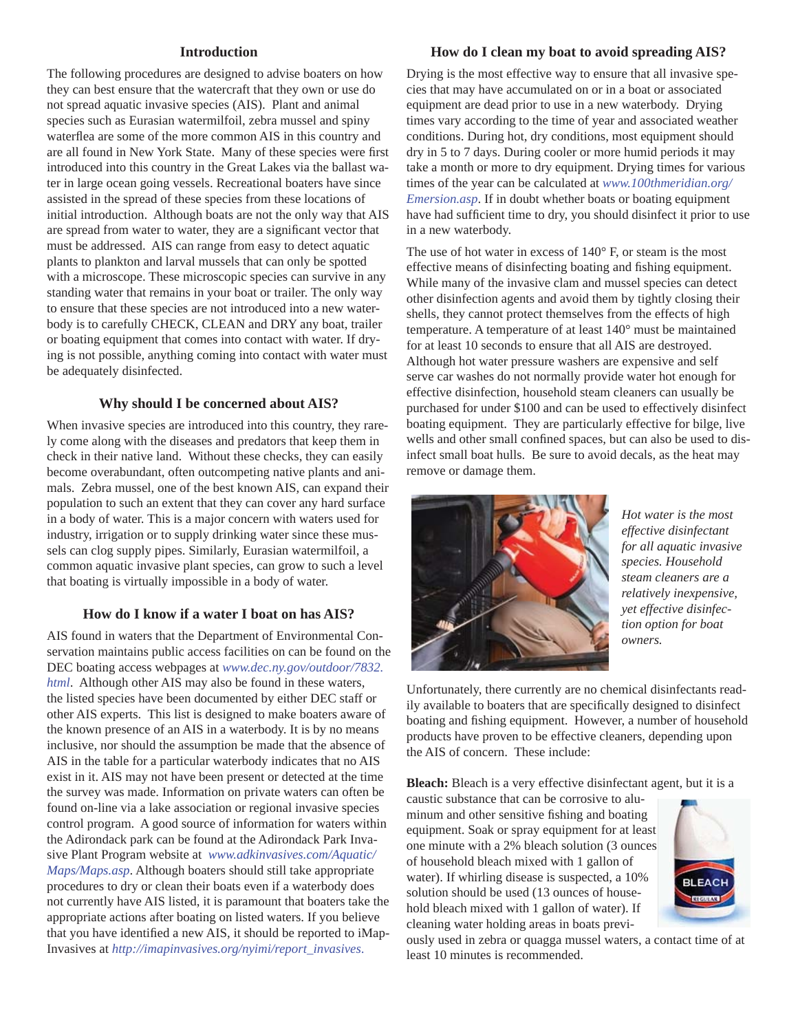## Introduction

The following procedures are designed to advise boaters on how they can best ensure that the watercraft that they own or use do not spread aquatic invasive species (AIS). Plant and animal species such as Eurasian watermilfoil, zebra mussel and spiny waterflea are some of the more common AIS in this country and are all found in New York State. Many of these species were first introduced into this country in the Great Lakes via the ballast water in large ocean going vessels. Recreational boaters have since assisted in the spread of these species from these locations of initial introduction. Although boats are not the only way that AIS are spread from water to water, they are a significant vector that must be addressed. AIS can range from easy to detect aquatic plants to plankton and larval mussels that can only be spotted with a microscope. These microscopic species can survive in any standing water that remains in your boat or trailer. The only way to ensure that these species are not introduced into a new waterbody is to carefully CHECK, CLEAN and DRY any boat, trailer or boating equipment that comes into contact with water. If drying is not possible, anything coming into contact with water must be adequately disinfected.

## Why should I be concerned about AIS?

When invasive species are introduced into this country, they rarely come along with the diseases and predators that keep them in check in their native land. Without these checks, they can easily become overabundant, often outcompeting native plants and animals. Zebra mussel, one of the best known AIS, can expand their population to such an extent that they can cover any hard surface in a body of water. This is a major concern with waters used for industry, irrigation or to supply drinking water since these mussels can clog supply pipes. Similarly, Eurasian watermilfoil, a common aquatic invasive plant species, can grow to such a level that boating is virtually impossible in a body of water.

## How do I know if a water I boat on has AIS?

AIS found in waters that the Department of Environmental Conservation maintains public access facilities on can be found on the DEC boating access webpages at *www.dec.ny.gov/outdoor/7832.html*. Although other AIS may also be found in these waters, the listed species have been documented by either DEC staff or other AIS experts. This list is designed to make boaters aware of the known presence of an AIS in a waterbody. It is by no means inclusive, nor should the assumption be made that the absence of AIS in the table for a particular waterbody indicates that no AIS exist in it. AIS may not have been present or detected at the time the survey was made. Information on private waters can often be found on-line via a lake association or regional invasive species control program. A good source of information for waters within the Adirondack park can be found at the Adirondack Park Invasive Plant Program website at *www.adkinvasives.com/Aquatic/Maps/Maps.asp*. Although boaters should still take appropriate procedures to dry or clean their boats even if a waterbody does not currently have AIS listed, it is paramount that boaters take the appropriate actions after boating on listed waters. If you believe that you have identified a new AIS, it should be reported to iMapInvasives at *http://imapinvasives.org/nyimi/report_invasives.*

## How do I clean my boat to avoid spreading AIS?

Drying is the most effective way to ensure that all invasive species that may have accumulated on or in a boat or associated equipment are dead prior to use in a new waterbody. Drying times vary according to the time of year and associated weather conditions. During hot, dry conditions, most equipment should dry in 5 to 7 days. During cooler or more humid periods it may take a month or more to dry equipment. Drying times for various times of the year can be calculated at *www.100thmeridian.org/Emersion.asp*. If in doubt whether boats or boating equipment have had sufficient time to dry, you should disinfect it prior to use in a new waterbody.

The use of hot water in excess of 140° F, or steam is the most effective means of disinfecting boating and fishing equipment. While many of the invasive clam and mussel species can detect other disinfection agents and avoid them by tightly closing their shells, they cannot protect themselves from the effects of high temperature. A temperature of at least 140° must be maintained for at least 10 seconds to ensure that all AIS are destroyed. Although hot water pressure washers are expensive and self serve car washes do not normally provide water hot enough for effective disinfection, household steam cleaners can usually be purchased for under $100 and can be used to effectively disinfect boating equipment. They are particularly effective for bilge, live wells and other small confined spaces, but can also be used to disinfect small boat hulls. Be sure to avoid decals, as the heat may remove or damage them.

*Hot water is the most effective disinfectant for all aquatic invasive species. Household steam cleaners are a relatively inexpensive, yet effective disinfection option for boat owners.*

Unfortunately, there currently are no chemical disinfectants readily available to boaters that are specifically designed to disinfect boating and fishing equipment. However, a number of household products have proven to be effective cleaners, depending upon the AIS of concern. These include:

**Bleach:** Bleach is a very effective disinfectant agent, but it is a caustic substance that can be corrosive to aluminum and other sensitive fishing and boating equipment. Soak or spray equipment for at least one minute with a 2% bleach solution (3 ounces of household bleach mixed with 1 gallon of water). If whirling disease is suspected, a 10% solution should be used (13 ounces of household bleach mixed with 1 gallon of water). If cleaning water holding areas in boats previously used in zebra or quagga mussel waters, a contact time of at least 10 minutes is recommended.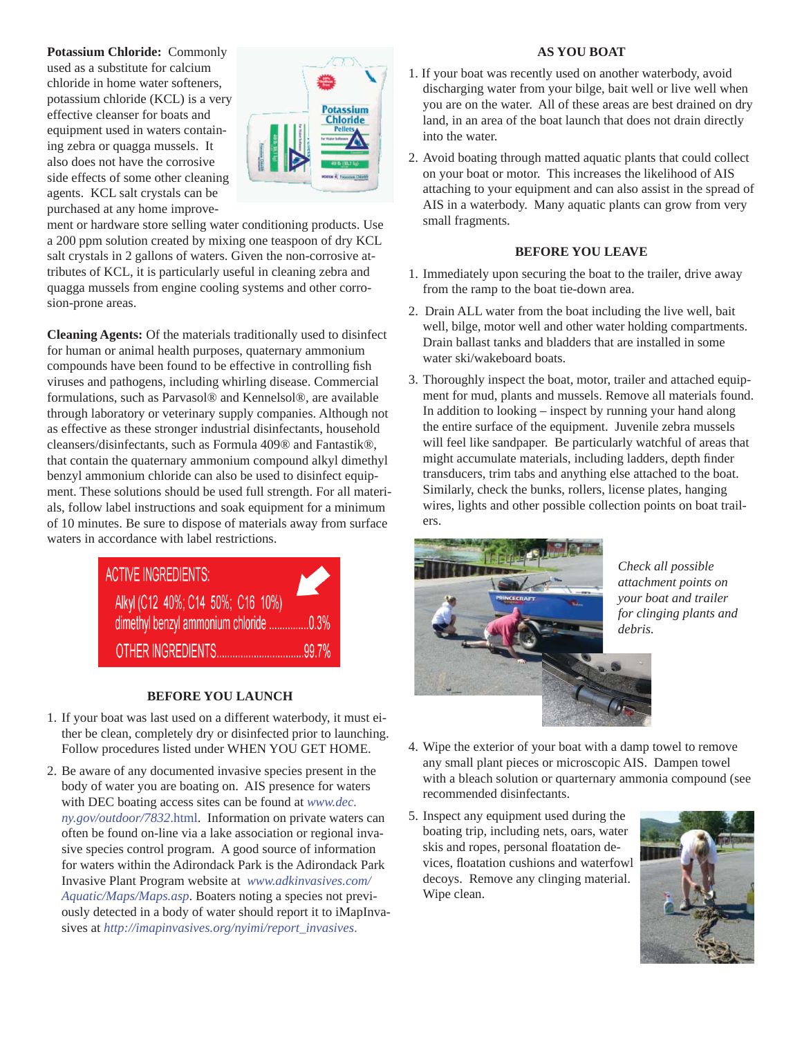**Potassium Chloride:** Commonly used as a substitute for calcium chloride in home water softeners, potassium chloride (KCL) is a very effective cleanser for boats and equipment used in waters containing zebra or quagga mussels. It also does not have the corrosive side effects of some other cleaning agents. KCL salt crystals can be purchased at any home improvement or hardware store selling water conditioning products. Use a 200 ppm solution created by mixing one teaspoon of dry KCL salt crystals in 2 gallons of waters. Given the non-corrosive attributes of KCL, it is particularly useful in cleaning zebra and quagga mussels from engine cooling systems and other corrosion-prone areas.

**Cleaning Agents:** Of the materials traditionally used to disinfect for human or animal health purposes, quaternary ammonium compounds have been found to be effective in controlling fish viruses and pathogens, including whirling disease. Commercial formulations, such as Parvasol® and Kennelsol®, are available through laboratory or veterinary supply companies. Although not as effective as these stronger industrial disinfectants, household cleansers/disinfectants, such as Formula 409® and Fantastik®, that contain the quaternary ammonium compound alkyl dimethyl benzyl ammonium chloride can also be used to disinfect equipment. These solutions should be used full strength. For all materials, follow label instructions and soak equipment for a minimum of 10 minutes. Be sure to dispose of materials away from surface waters in accordance with label restrictions.

ACTIVE INGREDIENTS:
Alkyl (C12 40%; C14 50%; C16 10%) dimethyl benzyl ammonium chloride ............... 0.3%
OTHER INGREDIENTS ................................ 99.7%

### BEFORE YOU LAUNCH

1. If your boat was last used on a different waterbody, it must either be clean, completely dry or disinfected prior to launching. Follow procedures listed under WHEN YOU GET HOME.
2. Be aware of any documented invasive species present in the body of water you are boating on. AIS presence for waters with DEC boating access sites can be found at *www.dec.ny.gov/outdoor/7832*.html. Information on private waters can often be found on-line via a lake association or regional invasive species control program. A good source of information for waters within the Adirondack Park is the Adirondack Park Invasive Plant Program website at *www.adkinvasives.com/Aquatic/Maps/Maps.asp*. Boaters noting a species not previously detected in a body of water should report it to iMapInvasives at *http://imapinvasives.org/nyimi/report_invasives*.

### AS YOU BOAT

1. If your boat was recently used on another waterbody, avoid discharging water from your bilge, bait well or live well when you are on the water. All of these areas are best drained on dry land, in an area of the boat launch that does not drain directly into the water.
2. Avoid boating through matted aquatic plants that could collect on your boat or motor. This increases the likelihood of AIS attaching to your equipment and can also assist in the spread of AIS in a waterbody. Many aquatic plants can grow from very small fragments.

### BEFORE YOU LEAVE

1. Immediately upon securing the boat to the trailer, drive away from the ramp to the boat tie-down area.
2. Drain ALL water from the boat including the live well, bait well, bilge, motor well and other water holding compartments. Drain ballast tanks and bladders that are installed in some water ski/wakeboard boats.
3. Thoroughly inspect the boat, motor, trailer and attached equipment for mud, plants and mussels. Remove all materials found. In addition to looking – inspect by running your hand along the entire surface of the equipment. Juvenile zebra mussels will feel like sandpaper. Be particularly watchful of areas that might accumulate materials, including ladders, depth finder transducers, trim tabs and anything else attached to the boat. Similarly, check the bunks, rollers, license plates, hanging wires, lights and other possible collection points on boat trailers.

*Check all possible attachment points on your boat and trailer for clinging plants and debris.*

4. Wipe the exterior of your boat with a damp towel to remove any small plant pieces or microscopic AIS. Dampen towel with a bleach solution or quarternary ammonia compound (see recommended disinfectants.
5. Inspect any equipment used during the boating trip, including nets, oars, water skis and ropes, personal floatation devices, floatation cushions and waterfowl decoys. Remove any clinging material. Wipe clean.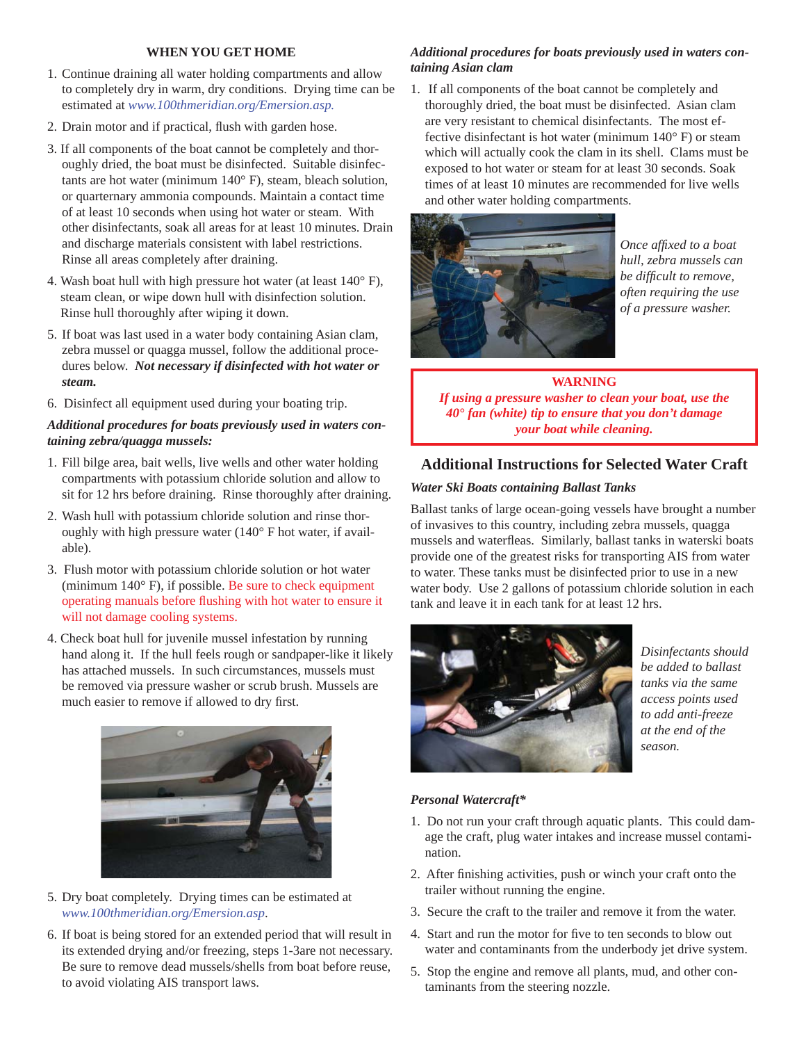### WHEN YOU GET HOME

1. Continue draining all water holding compartments and allow to completely dry in warm, dry conditions. Drying time can be estimated at www.100thmeridian.org/Emersion.asp.
2. Drain motor and if practical, flush with garden hose.
3. If all components of the boat cannot be completely and thoroughly dried, the boat must be disinfected. Suitable disinfectants are hot water (minimum 140° F), steam, bleach solution, or quarternary ammonia compounds. Maintain a contact time of at least 10 seconds when using hot water or steam. With other disinfectants, soak all areas for at least 10 minutes. Drain and discharge materials consistent with label restrictions. Rinse all areas completely after draining.
4. Wash boat hull with high pressure hot water (at least 140° F), steam clean, or wipe down hull with disinfection solution. Rinse hull thoroughly after wiping it down.
5. If boat was last used in a water body containing Asian clam, zebra mussel or quagga mussel, follow the additional procedures below. ***Not necessary if disinfected with hot water or steam.***
6. Disinfect all equipment used during your boating trip.

***Additional procedures for boats previously used in waters containing zebra/quagga mussels:***

1. Fill bilge area, bait wells, live wells and other water holding compartments with potassium chloride solution and allow to sit for 12 hrs before draining. Rinse thoroughly after draining.
2. Wash hull with potassium chloride solution and rinse thoroughly with high pressure water (140° F hot water, if available).
3. Flush motor with potassium chloride solution or hot water (minimum 140° F), if possible. Be sure to check equipment operating manuals before flushing with hot water to ensure it will not damage cooling systems.
4. Check boat hull for juvenile mussel infestation by running hand along it. If the hull feels rough or sandpaper-like it likely has attached mussels. In such circumstances, mussels must be removed via pressure washer or scrub brush. Mussels are much easier to remove if allowed to dry first.
5. Dry boat completely. Drying times can be estimated at www.100thmeridian.org/Emersion.asp.
6. If boat is being stored for an extended period that will result in its extended drying and/or freezing, steps 1-3are not necessary. Be sure to remove dead mussels/shells from boat before reuse, to avoid violating AIS transport laws.

***Additional procedures for boats previously used in waters containing Asian clam***

1. If all components of the boat cannot be completely and thoroughly dried, the boat must be disinfected. Asian clam are very resistant to chemical disinfectants. The most effective disinfectant is hot water (minimum 140° F) or steam which will actually cook the clam in its shell. Clams must be exposed to hot water or steam for at least 30 seconds. Soak times of at least 10 minutes are recommended for live wells and other water holding compartments.

*Once affixed to a boat hull, zebra mussels can be difficult to remove, often requiring the use of a pressure washer.*

**WARNING**

***If using a pressure washer to clean your boat, use the 40° fan (white) tip to ensure that you don't damage your boat while cleaning.***

## Additional Instructions for Selected Water Craft

***Water Ski Boats containing Ballast Tanks***

Ballast tanks of large ocean-going vessels have brought a number of invasives to this country, including zebra mussels, quagga mussels and waterfleas. Similarly, ballast tanks in waterski boats provide one of the greatest risks for transporting AIS from water to water. These tanks must be disinfected prior to use in a new water body. Use 2 gallons of potassium chloride solution in each tank and leave it in each tank for at least 12 hrs.

*Disinfectants should be added to ballast tanks via the same access points used to add anti-freeze at the end of the season.*

***Personal Watercraft****

1. Do not run your craft through aquatic plants. This could damage the craft, plug water intakes and increase mussel contamination.
2. After finishing activities, push or winch your craft onto the trailer without running the engine.
3. Secure the craft to the trailer and remove it from the water.
4. Start and run the motor for five to ten seconds to blow out water and contaminants from the underbody jet drive system.
5. Stop the engine and remove all plants, mud, and other contaminants from the steering nozzle.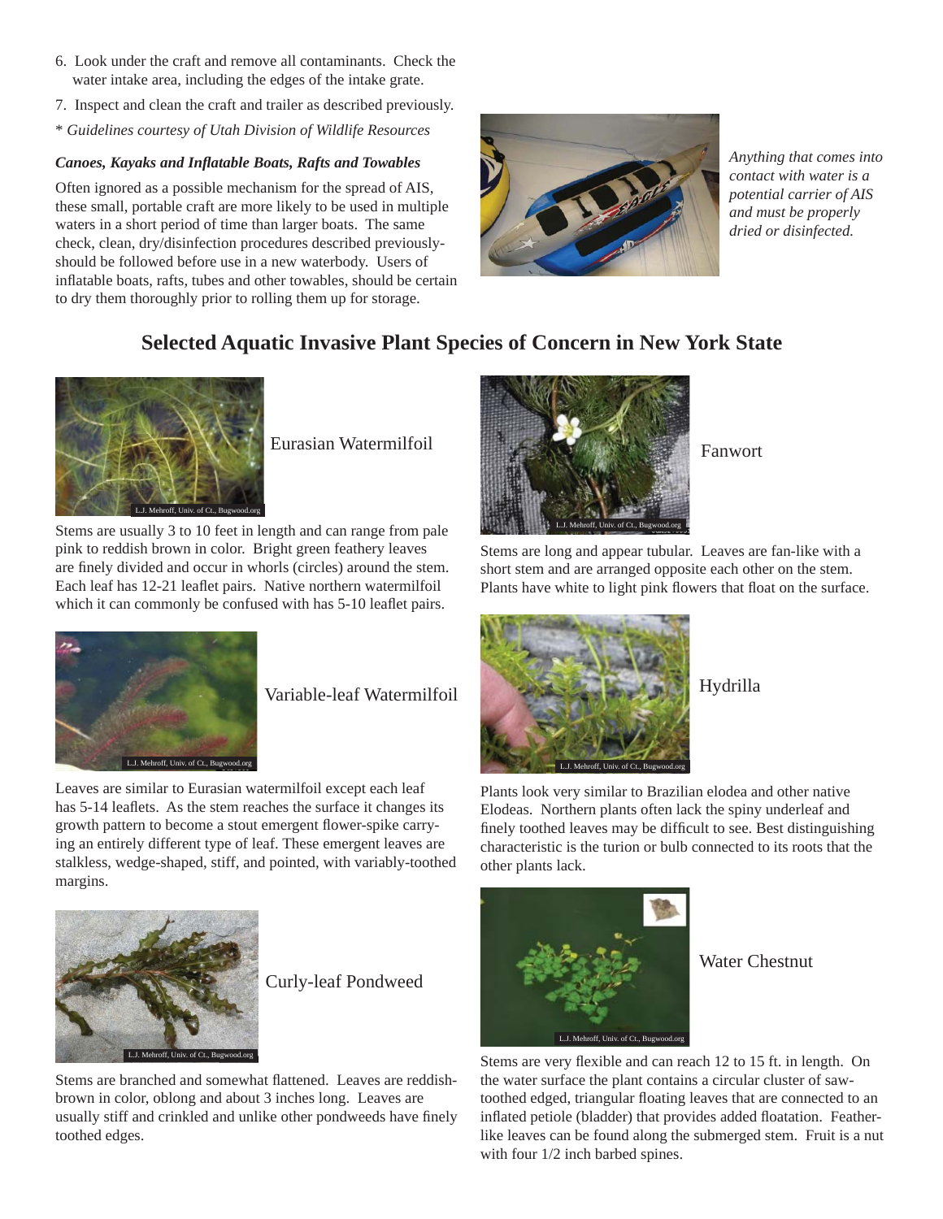6. Look under the craft and remove all contaminants. Check the water intake area, including the edges of the intake grate.
7. Inspect and clean the craft and trailer as described previously.

\* *Guidelines courtesy of Utah Division of Wildlife Resources*

### *Canoes, Kayaks and Inflatable Boats, Rafts and Towables*

Often ignored as a possible mechanism for the spread of AIS, these small, portable craft are more likely to be used in multiple waters in a short period of time than larger boats. The same check, clean, dry/disinfection procedures described previously-should be followed before use in a new waterbody. Users of inflatable boats, rafts, tubes and other towables, should be certain to dry them thoroughly prior to rolling them up for storage.

*Anything that comes into contact with water is a potential carrier of AIS and must be properly dried or disinfected.*

## Selected Aquatic Invasive Plant Species of Concern in New York State

L.J. Mehroff, Univ. of Ct., Bugwood.org

Eurasian Watermilfoil

Stems are usually 3 to 10 feet in length and can range from pale pink to reddish brown in color. Bright green feathery leaves are finely divided and occur in whorls (circles) around the stem. Each leaf has 12-21 leaflet pairs. Native northern watermilfoil which it can commonly be confused with has 5-10 leaflet pairs.

L.J. Mehroff, Univ. of Ct., Bugwood.org

Variable-leaf Watermilfoil

Leaves are similar to Eurasian watermilfoil except each leaf has 5-14 leaflets. As the stem reaches the surface it changes its growth pattern to become a stout emergent flower-spike carrying an entirely different type of leaf. These emergent leaves are stalkless, wedge-shaped, stiff, and pointed, with variably-toothed margins.

L.J. Mehroff, Univ. of Ct., Bugwood.org

Curly-leaf Pondweed

Stems are branched and somewhat flattened. Leaves are reddish-brown in color, oblong and about 3 inches long. Leaves are usually stiff and crinkled and unlike other pondweeds have finely toothed edges.

L.J. Mehroff, Univ. of Ct., Bugwood.org

Fanwort

Stems are long and appear tubular. Leaves are fan-like with a short stem and are arranged opposite each other on the stem. Plants have white to light pink flowers that float on the surface.

L.J. Mehroff, Univ. of Ct., Bugwood.org

Hydrilla

Plants look very similar to Brazilian elodea and other native Elodeas. Northern plants often lack the spiny underleaf and finely toothed leaves may be difficult to see. Best distinguishing characteristic is the turion or bulb connected to its roots that the other plants lack.

L.J. Mehroff, Univ. of Ct., Bugwood.org

Water Chestnut

Stems are very flexible and can reach 12 to 15 ft. in length. On the water surface the plant contains a circular cluster of saw-toothed edged, triangular floating leaves that are connected to an inflated petiole (bladder) that provides added floatation. Feather-like leaves can be found along the submerged stem. Fruit is a nut with four 1/2 inch barbed spines.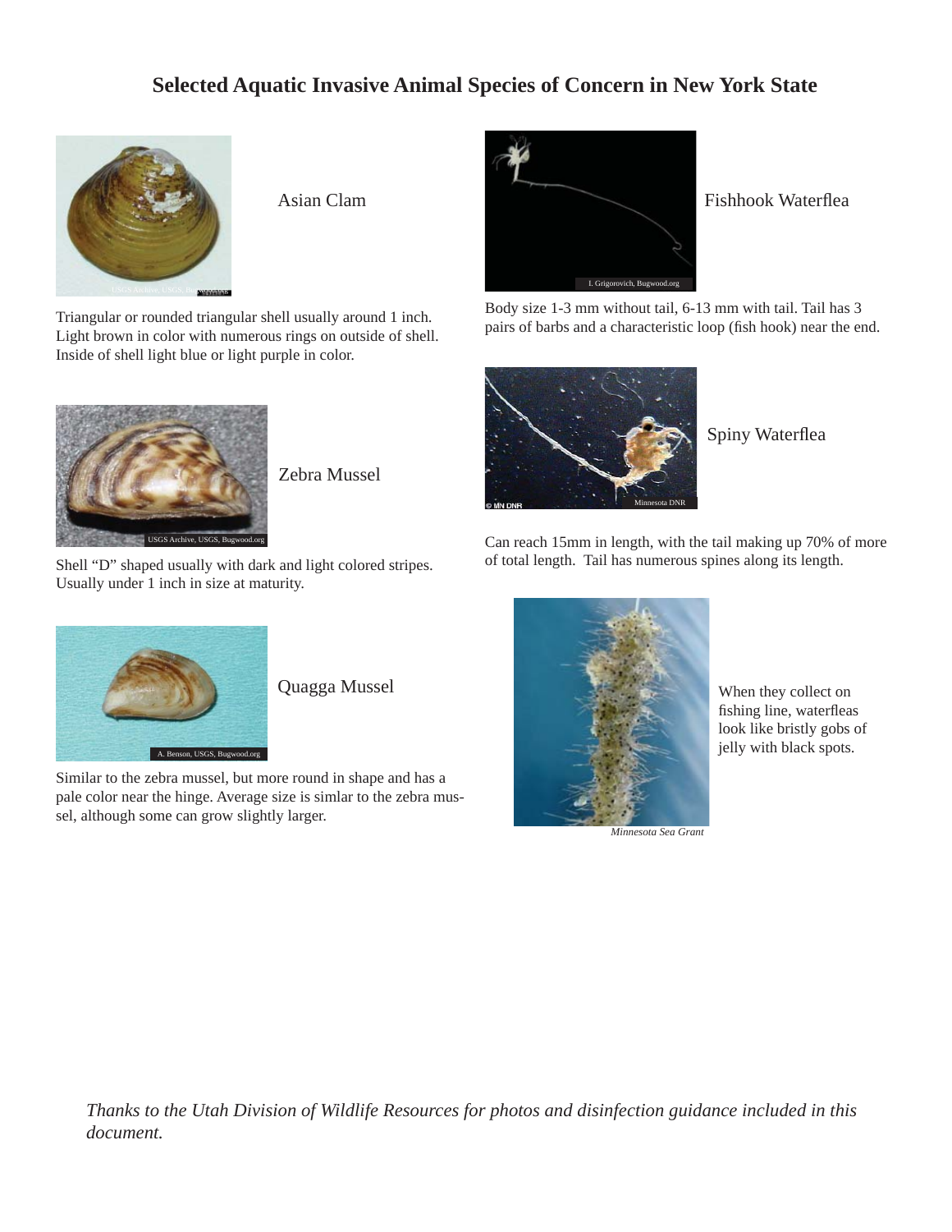# Selected Aquatic Invasive Animal Species of Concern in New York State

USGS Archive, USGS, Bugwood.org

Asian Clam

Triangular or rounded triangular shell usually around 1 inch. Light brown in color with numerous rings on outside of shell. Inside of shell light blue or light purple in color.

USGS Archive, USGS, Bugwood.org

Zebra Mussel

Shell "D" shaped usually with dark and light colored stripes. Usually under 1 inch in size at maturity.

A. Benson, USGS, Bugwood.org

Quagga Mussel

Similar to the zebra mussel, but more round in shape and has a pale color near the hinge. Average size is simlar to the zebra mussel, although some can grow slightly larger.

I. Grigorovich, Bugwood.org

Fishhook Waterflea

Body size 1-3 mm without tail, 6-13 mm with tail. Tail has 3 pairs of barbs and a characteristic loop (fish hook) near the end.

© MN DNR

Minnesota DNR

Spiny Waterflea

Can reach 15mm in length, with the tail making up 70% of more of total length. Tail has numerous spines along its length.

When they collect on fishing line, waterfleas look like bristly gobs of jelly with black spots.

*Minnesota Sea Grant*

*Thanks to the Utah Division of Wildlife Resources for photos and disinfection guidance included in this document.*